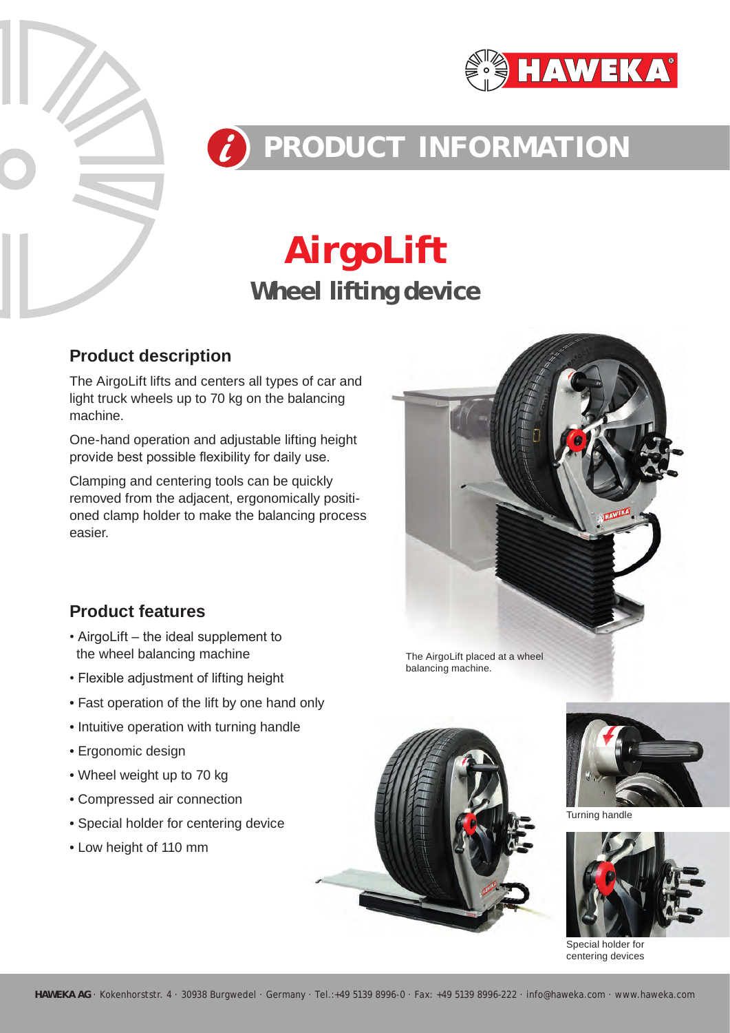# PRODUCT INFORMATION

# AirgoLift

## Wheel lifting device

### Product description

The AirgoLift lifts and centers all types of car and light truck wheels up to 70 kg on the balancing machine.

One-hand operation and adjustable lifting height provide best possible flexibility for daily use.

Clamping and centering tools can be quickly removed from the adjacent, ergonomically positioned clamp holder to make the balancing process easier.

### Product features

- AirgoLift – the ideal supplement to the wheel balancing machine
- Flexible adjustment of lifting height
- Fast operation of the lift by one hand only
- Intuitive operation with turning handle
- Ergonomic design
- Wheel weight up to 70 kg
- Compressed air connection
- Special holder for centering device
- Low height of 110 mm

The AirgoLift placed at a wheel balancing machine.

Turning handle

Special holder for centering devices

**HAWEKA AG** · Kokenhorststr. 4 · 30938 Burgwedel · Germany · Tel.:+49 5139 8996-0 · Fax: +49 5139 8996-222 · info@haweka.com · www.haweka.com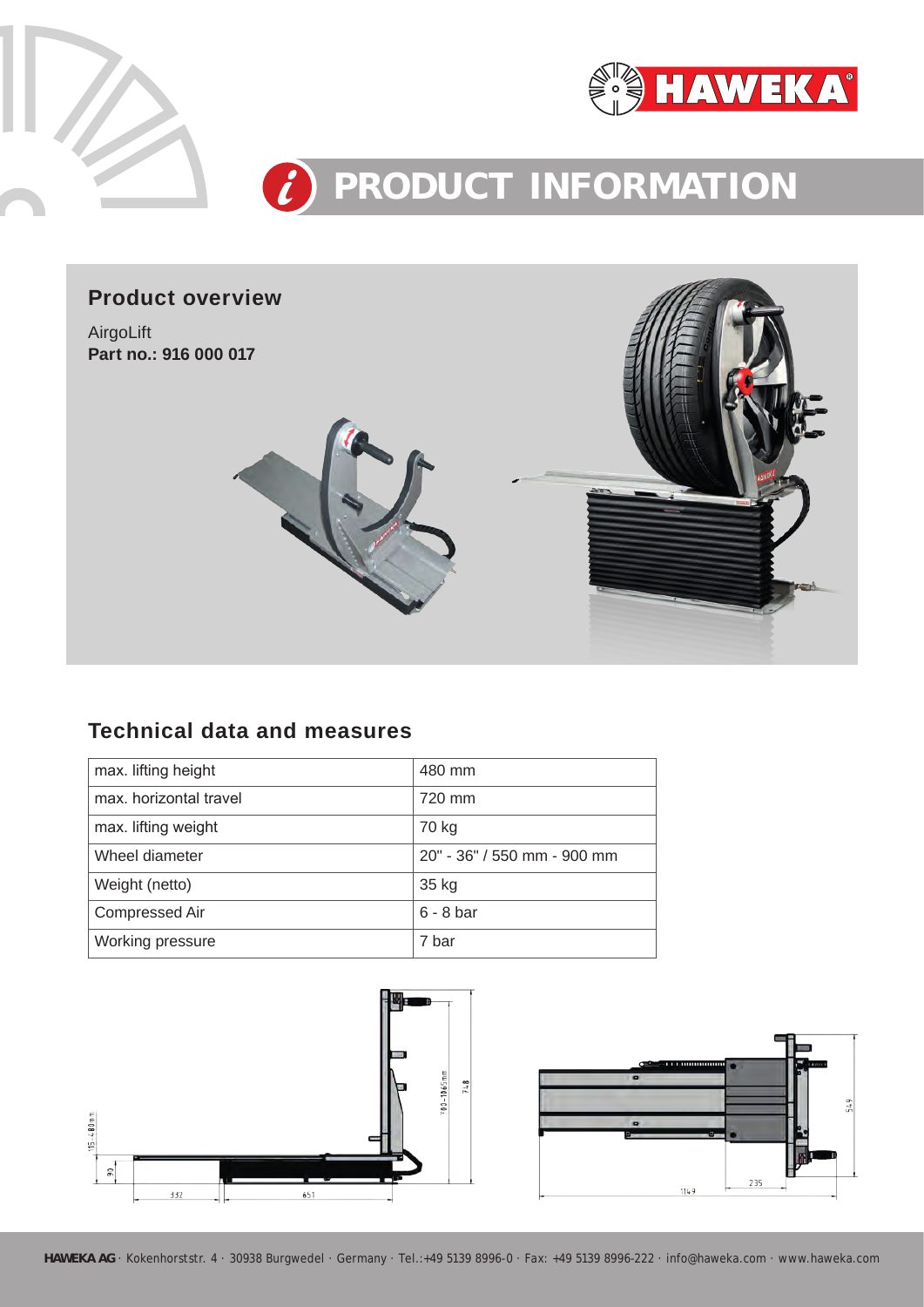# PRODUCT INFORMATION

## Product overview

AirgoLift
**Part no.: 916 000 017**

## Technical data and measures

| | |
|---|---|
| max. lifting height | 480 mm |
| max. horizontal travel | 720 mm |
| max. lifting weight | 70 kg |
| Wheel diameter | 20" - 36" / 550 mm - 900 mm |
| Weight (netto) | 35 kg |
| Compressed Air | 6 - 8 bar |
| Working pressure | 7 bar |

15 - 480 mm
90
332
651
700-1065mm
748

549
235
1149

**HAWEKA AG** · Kokenhorststr. 4 · 30938 Burgwedel · Germany · Tel.:+49 5139 8996-0 · Fax: +49 5139 8996-222 · info@haweka.com · www.haweka.com